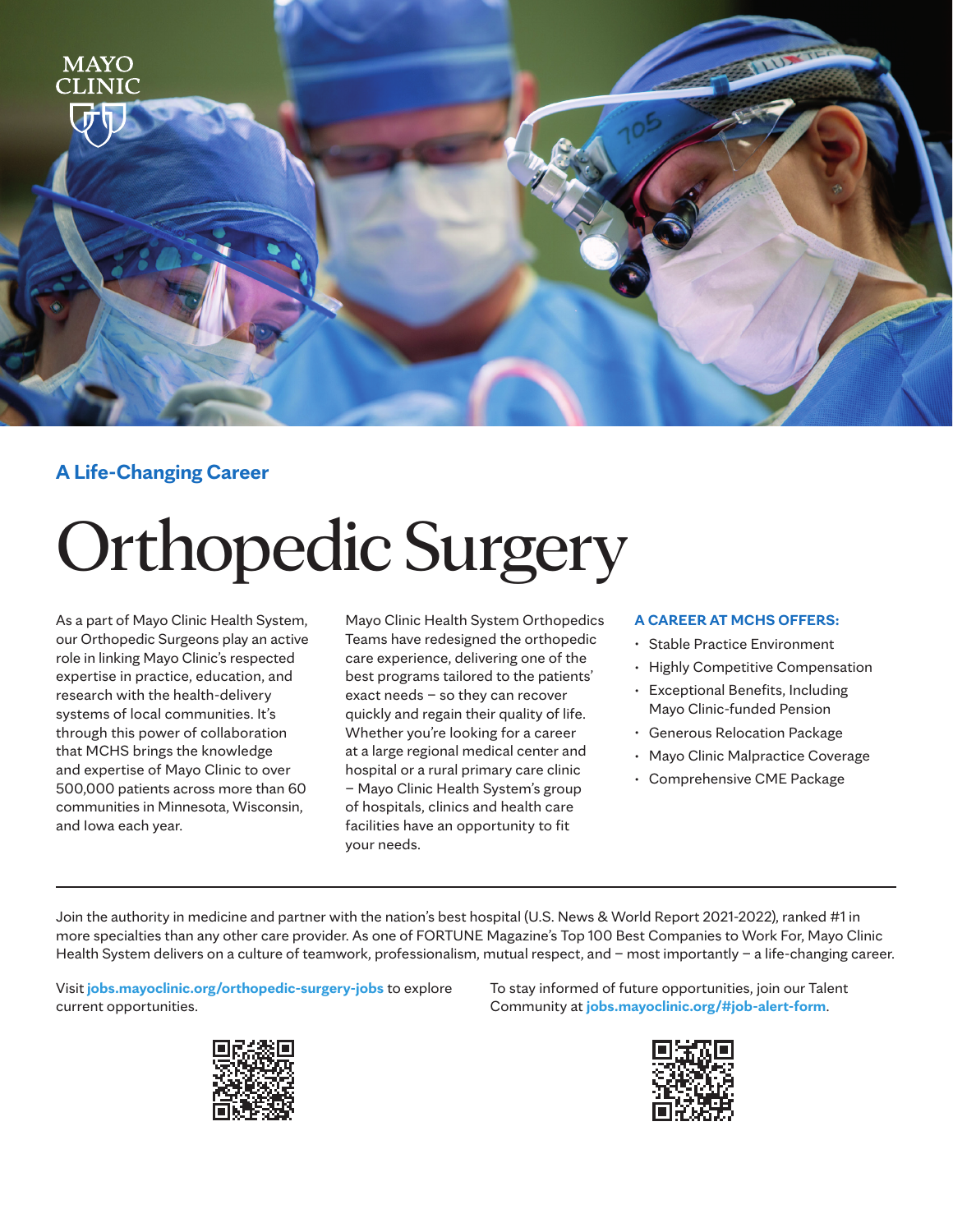MAYO CLINIC

**A Life-Changing Career**

# Orthopedic Surgery

As a part of Mayo Clinic Health System, our Orthopedic Surgeons play an active role in linking Mayo Clinic's respected expertise in practice, education, and research with the health-delivery systems of local communities. It's through this power of collaboration that MCHS brings the knowledge and expertise of Mayo Clinic to over 500,000 patients across more than 60 communities in Minnesota, Wisconsin, and Iowa each year.

Mayo Clinic Health System Orthopedics Teams have redesigned the orthopedic care experience, delivering one of the best programs tailored to the patients' exact needs – so they can recover quickly and regain their quality of life. Whether you're looking for a career at a large regional medical center and hospital or a rural primary care clinic – Mayo Clinic Health System's group of hospitals, clinics and health care facilities have an opportunity to fit your needs.

### A CAREER AT MCHS OFFERS:

- Stable Practice Environment
- Highly Competitive Compensation
- Exceptional Benefits, Including Mayo Clinic-funded Pension
- Generous Relocation Package
- Mayo Clinic Malpractice Coverage
- Comprehensive CME Package

---

Join the authority in medicine and partner with the nation's best hospital (U.S. News & World Report 2021-2022), ranked #1 in more specialties than any other care provider. As one of FORTUNE Magazine's Top 100 Best Companies to Work For, Mayo Clinic Health System delivers on a culture of teamwork, professionalism, mutual respect, and – most importantly – a life-changing career.

Visit **jobs.mayoclinic.org/orthopedic-surgery-jobs** to explore current opportunities.

To stay informed of future opportunities, join our Talent Community at **jobs.mayoclinic.org/#job-alert-form**.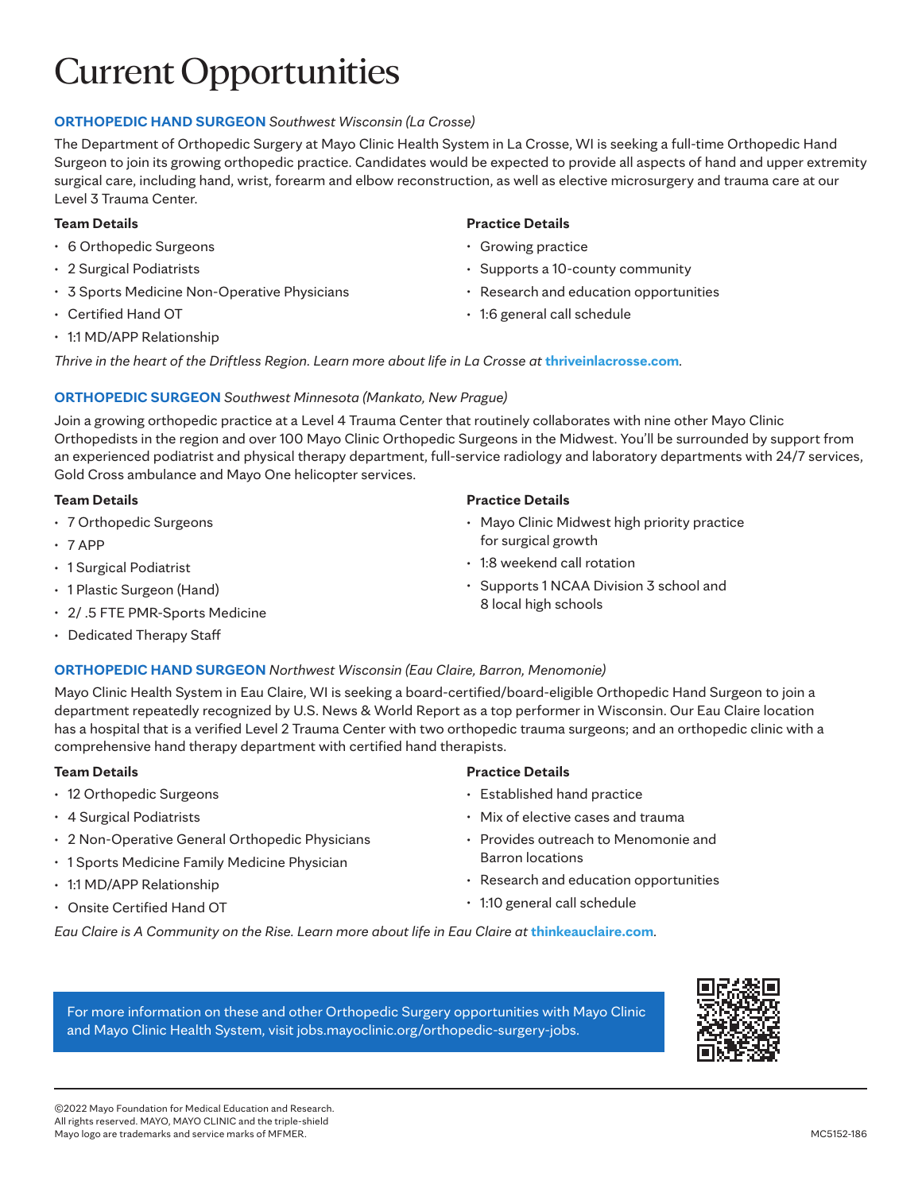# Current Opportunities

**ORTHOPEDIC HAND SURGEON** *Southwest Wisconsin (La Crosse)*

The Department of Orthopedic Surgery at Mayo Clinic Health System in La Crosse, WI is seeking a full-time Orthopedic Hand Surgeon to join its growing orthopedic practice. Candidates would be expected to provide all aspects of hand and upper extremity surgical care, including hand, wrist, forearm and elbow reconstruction, as well as elective microsurgery and trauma care at our Level 3 Trauma Center.

**Team Details**

- 6 Orthopedic Surgeons
- 2 Surgical Podiatrists
- 3 Sports Medicine Non-Operative Physicians
- Certified Hand OT
- 1:1 MD/APP Relationship

**Practice Details**

- Growing practice
- Supports a 10-county community
- Research and education opportunities
- 1:6 general call schedule

*Thrive in the heart of the Driftless Region. Learn more about life in La Crosse at* **thriveinlacrosse.com**.

**ORTHOPEDIC SURGEON** *Southwest Minnesota (Mankato, New Prague)*

Join a growing orthopedic practice at a Level 4 Trauma Center that routinely collaborates with nine other Mayo Clinic Orthopedists in the region and over 100 Mayo Clinic Orthopedic Surgeons in the Midwest. You'll be surrounded by support from an experienced podiatrist and physical therapy department, full-service radiology and laboratory departments with 24/7 services, Gold Cross ambulance and Mayo One helicopter services.

**Team Details**

- 7 Orthopedic Surgeons
- 7 APP
- 1 Surgical Podiatrist
- 1 Plastic Surgeon (Hand)
- 2/ .5 FTE PMR-Sports Medicine
- Dedicated Therapy Staff

**Practice Details**

- Mayo Clinic Midwest high priority practice for surgical growth
- 1:8 weekend call rotation
- Supports 1 NCAA Division 3 school and 8 local high schools

**ORTHOPEDIC HAND SURGEON** *Northwest Wisconsin (Eau Claire, Barron, Menomonie)*

Mayo Clinic Health System in Eau Claire, WI is seeking a board-certified/board-eligible Orthopedic Hand Surgeon to join a department repeatedly recognized by U.S. News & World Report as a top performer in Wisconsin. Our Eau Claire location has a hospital that is a verified Level 2 Trauma Center with two orthopedic trauma surgeons; and an orthopedic clinic with a comprehensive hand therapy department with certified hand therapists.

**Team Details**

- 12 Orthopedic Surgeons
- 4 Surgical Podiatrists
- 2 Non-Operative General Orthopedic Physicians
- 1 Sports Medicine Family Medicine Physician
- 1:1 MD/APP Relationship
- Onsite Certified Hand OT

**Practice Details**

- Established hand practice
- Mix of elective cases and trauma
- Provides outreach to Menomonie and Barron locations
- Research and education opportunities
- 1:10 general call schedule

*Eau Claire is A Community on the Rise. Learn more about life in Eau Claire at* **thinkeauclaire.com**.

For more information on these and other Orthopedic Surgery opportunities with Mayo Clinic and Mayo Clinic Health System, visit jobs.mayoclinic.org/orthopedic-surgery-jobs.

©2022 Mayo Foundation for Medical Education and Research. All rights reserved. MAYO, MAYO CLINIC and the triple-shield Mayo logo are trademarks and service marks of MFMER.

MC5152-186